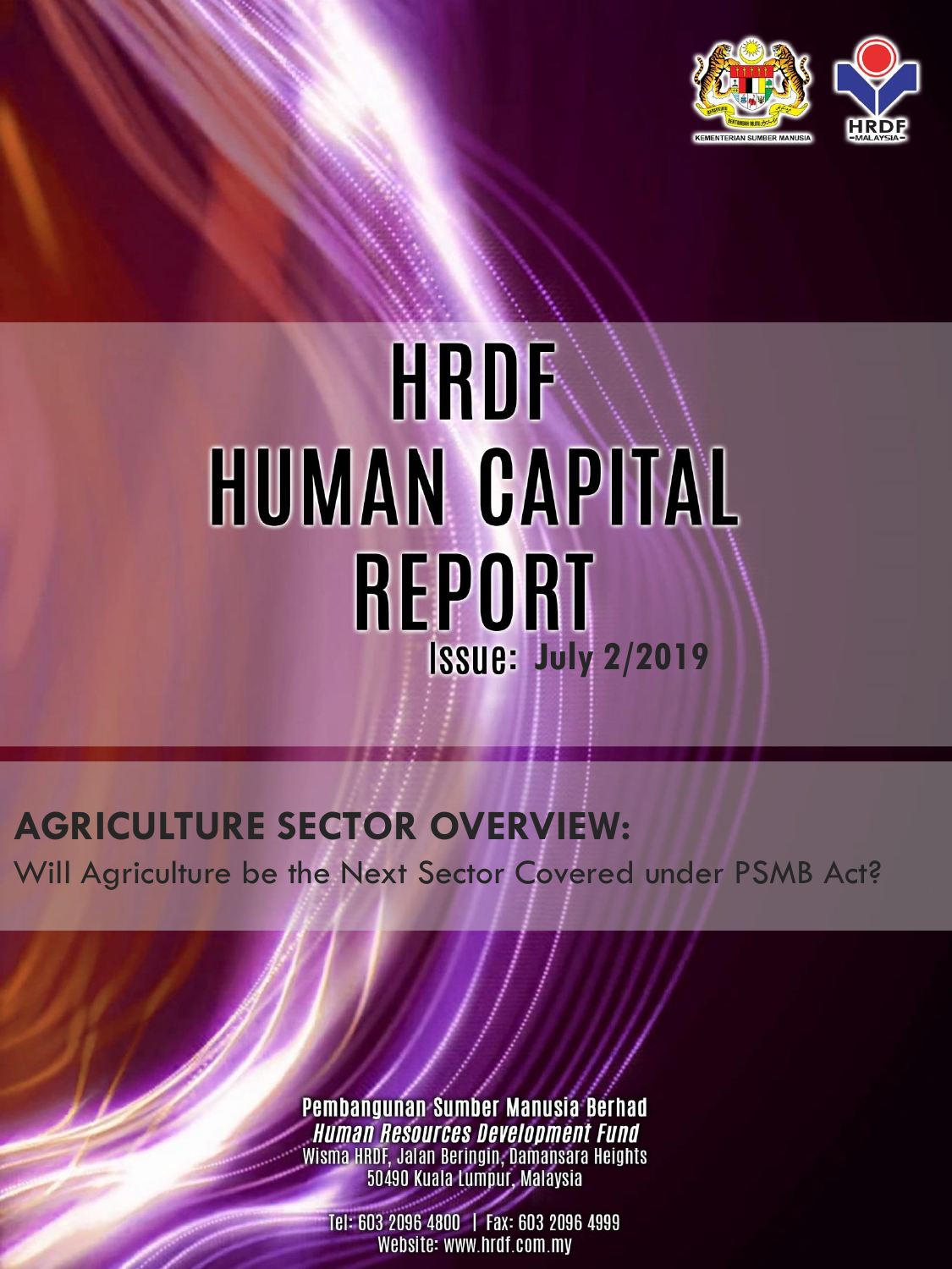# HRDF HUMAN CAPITAL REPORT

**Issue: July 2/2019**

## AGRICULTURE SECTOR OVERVIEW:

Will Agriculture be the Next Sector Covered under PSMB Act?

**Pembangunan Sumber Manusia Berhad**

***Human Resources Development Fund***

Wisma HRDF, Jalan Beringin, Damansara Heights
50490 Kuala Lumpur, Malaysia

Tel: 603 2096 4800 | Fax: 603 2096 4999
Website: www.hrdf.com.my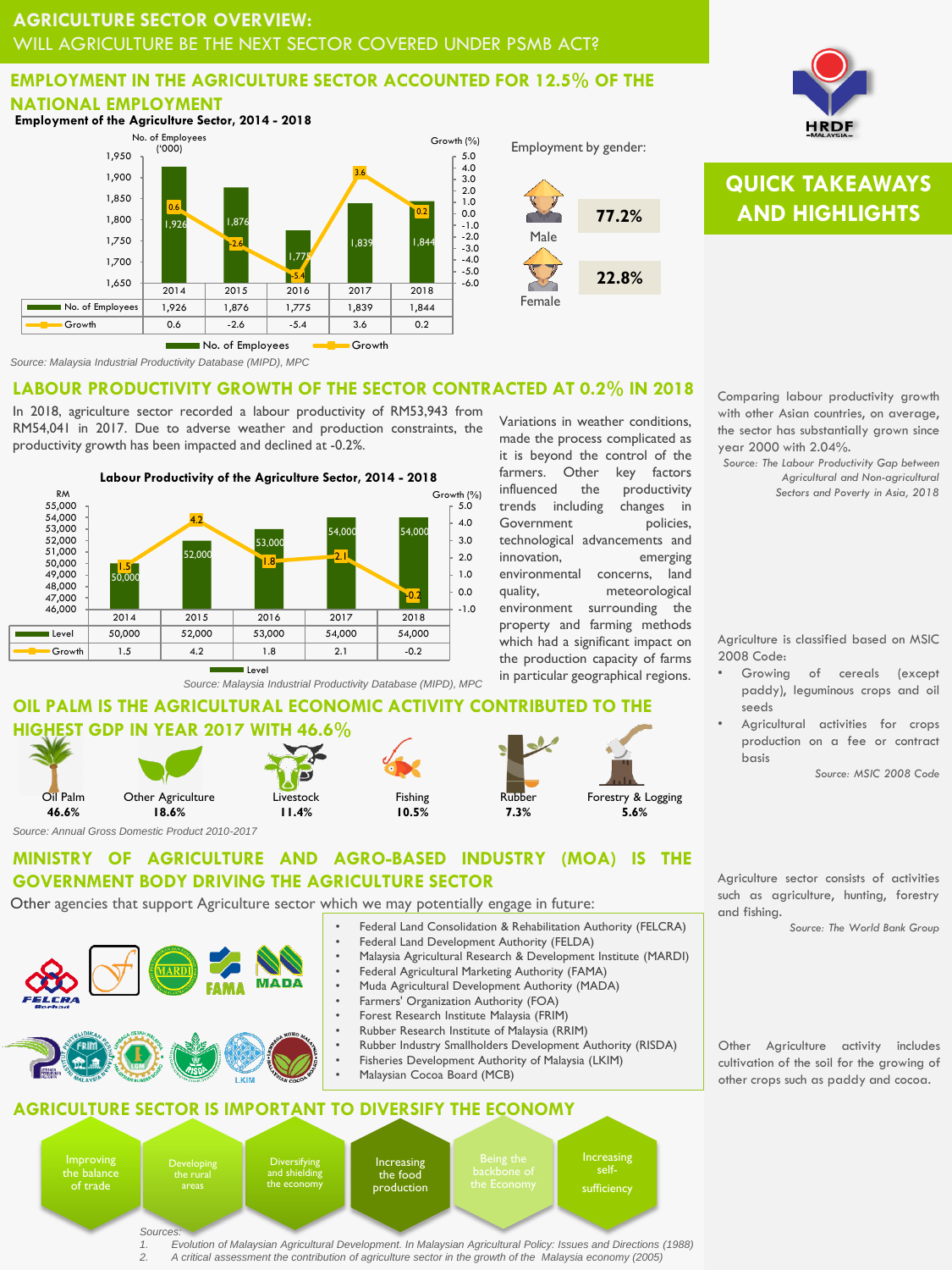# AGRICULTURE SECTOR OVERVIEW:
## WILL AGRICULTURE BE THE NEXT SECTOR COVERED UNDER PSMB ACT?

## EMPLOYMENT IN THE AGRICULTURE SECTOR ACCOUNTED FOR 12.5% OF THE NATIONAL EMPLOYMENT

**Employment of the Agriculture Sector, 2014 - 2018**

| | 2014 | 2015 | 2016 | 2017 | 2018 |
|---|---|---|---|---|---|
| No. of Employees ('000) | 1,926 | 1,876 | 1,775 | 1,839 | 1,844 |
| Growth (%) | 0.6 | -2.6 | -5.4 | 3.6 | 0.2 |

*Source: Malaysia Industrial Productivity Database (MIPD), MPC*

Employment by gender:

- Male: 77.2%
- Female: 22.8%

## LABOUR PRODUCTIVITY GROWTH OF THE SECTOR CONTRACTED AT 0.2% IN 2018

In 2018, agriculture sector recorded a labour productivity of RM53,943 from RM54,041 in 2017. Due to adverse weather and production constraints, the productivity growth has been impacted and declined at -0.2%.

**Labour Productivity of the Agriculture Sector, 2014 - 2018**

| | 2014 | 2015 | 2016 | 2017 | 2018 |
|---|---|---|---|---|---|
| Level (RM) | 50,000 | 52,000 | 53,000 | 54,000 | 54,000 |
| Growth (%) | 1.5 | 4.2 | 1.8 | 2.1 | -0.2 |

*Source: Malaysia Industrial Productivity Database (MIPD), MPC*

Variations in weather conditions, made the process complicated as it is beyond the control of the farmers. Other key factors influenced the productivity trends including changes in Government policies, technological advancements and innovation, emerging environmental concerns, land quality, meteorological environment surrounding the property and farming methods which had a significant impact on the production capacity of farms in particular geographical regions.

## OIL PALM IS THE AGRICULTURAL ECONOMIC ACTIVITY CONTRIBUTED TO THE HIGHEST GDP IN YEAR 2017 WITH 46.6%

| Oil Palm | Other Agriculture | Livestock | Fishing | Rubber | Forestry & Logging |
|---|---|---|---|---|---|
| 46.6% | 18.6% | 11.4% | 10.5% | 7.3% | 5.6% |

*Source: Annual Gross Domestic Product 2010-2017*

## MINISTRY OF AGRICULTURE AND AGRO-BASED INDUSTRY (MOA) IS THE GOVERNMENT BODY DRIVING THE AGRICULTURE SECTOR

Other agencies that support Agriculture sector which we may potentially engage in future:

- Federal Land Consolidation & Rehabilitation Authority (FELCRA)
- Federal Land Development Authority (FELDA)
- Malaysia Agricultural Research & Development Institute (MARDI)
- Federal Agricultural Marketing Authority (FAMA)
- Muda Agricultural Development Authority (MADA)
- Farmers' Organization Authority (FOA)
- Forest Research Institute Malaysia (FRIM)
- Rubber Research Institute of Malaysia (RRIM)
- Rubber Industry Smallholders Development Authority (RISDA)
- Fisheries Development Authority of Malaysia (LKIM)
- Malaysian Cocoa Board (MCB)

## AGRICULTURE SECTOR IS IMPORTANT TO DIVERSIFY THE ECONOMY

- Improving the balance of trade
- Developing the rural areas
- Diversifying and shielding the economy
- Increasing the food production
- Being the backbone of the Economy
- Increasing self-sufficiency

Sources:
1. *Evolution of Malaysian Agricultural Development. In Malaysian Agricultural Policy: Issues and Directions (1988)*
2. *A critical assessment the contribution of agriculture sector in the growth of the Malaysia economy (2005)*

## QUICK TAKEAWAYS AND HIGHLIGHTS

Comparing labour productivity growth with other Asian countries, on average, the sector has substantially grown since year 2000 with 2.04%.

*Source: The Labour Productivity Gap between Agricultural and Non-agricultural Sectors and Poverty in Asia, 2018*

Agriculture is classified based on MSIC 2008 Code:

- Growing of cereals (except paddy), leguminous crops and oil seeds
- Agricultural activities for crops production on a fee or contract basis

*Source: MSIC 2008 Code*

Agriculture sector consists of activities such as agriculture, hunting, forestry and fishing.

*Source: The World Bank Group*

Other Agriculture activity includes cultivation of the soil for the growing of other crops such as paddy and cocoa.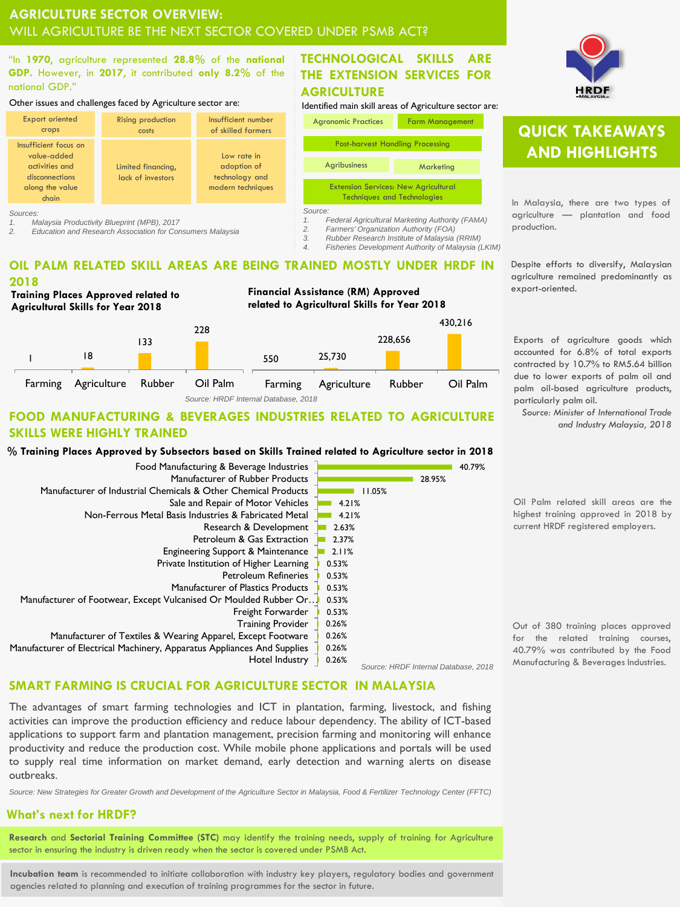# AGRICULTURE SECTOR OVERVIEW:

## WILL AGRICULTURE BE THE NEXT SECTOR COVERED UNDER PSMB ACT?

"In **1970**, agriculture represented **28.8%** of the **national GDP**. However, in **2017**, it contributed **only 8.2%** of the national GDP."

Other issues and challenges faced by Agriculture sector are:

| | | |
|---|---|---|
| Export oriented crops | Rising production costs | Insufficient number of skilled farmers |
| Insufficient focus on value-added activities and disconnections along the value chain | Limited financing, lack of investors | Low rate in adoption of technology and modern techniques |

*Sources:*
1. *Malaysia Productivity Blueprint (MPB), 2017*
2. *Education and Research Association for Consumers Malaysia*

## TECHNOLOGICAL SKILLS ARE THE EXTENSION SERVICES FOR AGRICULTURE

Identified main skill areas of Agriculture sector are:

- Agronomic Practices
- Farm Management
- Post-harvest Handling Processing
- Agribusiness
- Marketing
- Extension Services: New Agricultural Techniques and Technologies

*Source:*
1. *Federal Agricultural Marketing Authority (FAMA)*
2. *Farmers' Organization Authority (FOA)*
3. *Rubber Research Institute of Malaysia (RRIM)*
4. *Fisheries Development Authority of Malaysia (LKIM)*

## OIL PALM RELATED SKILL AREAS ARE BEING TRAINED MOSTLY UNDER HRDF IN 2018

**Training Places Approved related to Agricultural Skills for Year 2018**

| Farming | Agriculture | Rubber | Oil Palm |
|---|---|---|---|
| 1 | 18 | 133 | 228 |

**Financial Assistance (RM) Approved related to Agricultural Skills for Year 2018**

| Farming | Agriculture | Rubber | Oil Palm |
|---|---|---|---|
| 550 | 25,730 | 228,656 | 430,216 |

*Source: HRDF Internal Database, 2018*

## FOOD MANUFACTURING & BEVERAGES INDUSTRIES RELATED TO AGRICULTURE SKILLS WERE HIGHLY TRAINED

**% Training Places Approved by Subsectors based on Skills Trained related to Agriculture sector in 2018**

| Subsector | % |
|---|---|
| Food Manufacturing & Beverage Industries | 40.79% |
| Manufacturer of Rubber Products | 28.95% |
| Manufacturer of Industrial Chemicals & Other Chemical Products | 11.05% |
| Sale and Repair of Motor Vehicles | 4.21% |
| Non-Ferrous Metal Basis Industries & Fabricated Metal | 4.21% |
| Research & Development | 2.63% |
| Petroleum & Gas Extraction | 2.37% |
| Engineering Support & Maintenance | 2.11% |
| Private Institution of Higher Learning | 0.53% |
| Petroleum Refineries | 0.53% |
| Manufacturer of Plastics Products | 0.53% |
| Manufacturer of Footwear, Except Vulcanised Or Moulded Rubber Or… | 0.53% |
| Freight Forwarder | 0.53% |
| Training Provider | 0.26% |
| Manufacturer of Textiles & Wearing Apparel, Except Footware | 0.26% |
| Manufacturer of Electrical Machinery, Apparatus Appliances And Supplies | 0.26% |
| Hotel Industry | 0.26% |

*Source: HRDF Internal Database, 2018*

## SMART FARMING IS CRUCIAL FOR AGRICULTURE SECTOR IN MALAYSIA

The advantages of smart farming technologies and ICT in plantation, farming, livestock, and fishing activities can improve the production efficiency and reduce labour dependency. The ability of ICT-based applications to support farm and plantation management, precision farming and monitoring will enhance productivity and reduce the production cost. While mobile phone applications and portals will be used to supply real time information on market demand, early detection and warning alerts on disease outbreaks.

*Source: New Strategies for Greater Growth and Development of the Agriculture Sector in Malaysia, Food & Fertilizer Technology Center (FFTC)*

## What's next for HRDF?

**Research** and **Sectorial Training Committee (STC)** may identify the training needs, supply of training for Agriculture sector in ensuring the industry is driven ready when the sector is covered under PSMB Act.

**Incubation team** is recommended to initiate collaboration with industry key players, regulatory bodies and government agencies related to planning and execution of training programmes for the sector in future.

## QUICK TAKEAWAYS AND HIGHLIGHTS

In Malaysia, there are two types of agriculture — plantation and food production.

Despite efforts to diversify, Malaysian agriculture remained predominantly as export-oriented.

Exports of agriculture goods which accounted for 6.8% of total exports contracted by 10.7% to RM5.64 billion due to lower exports of palm oil and palm oil-based agriculture products, particularly palm oil.

*Source: Minister of International Trade and Industry Malaysia, 2018*

Oil Palm related skill areas are the highest training approved in 2018 by current HRDF registered employers.

Out of 380 training places approved for the related training courses, 40.79% was contributed by the Food Manufacturing & Beverages Industries.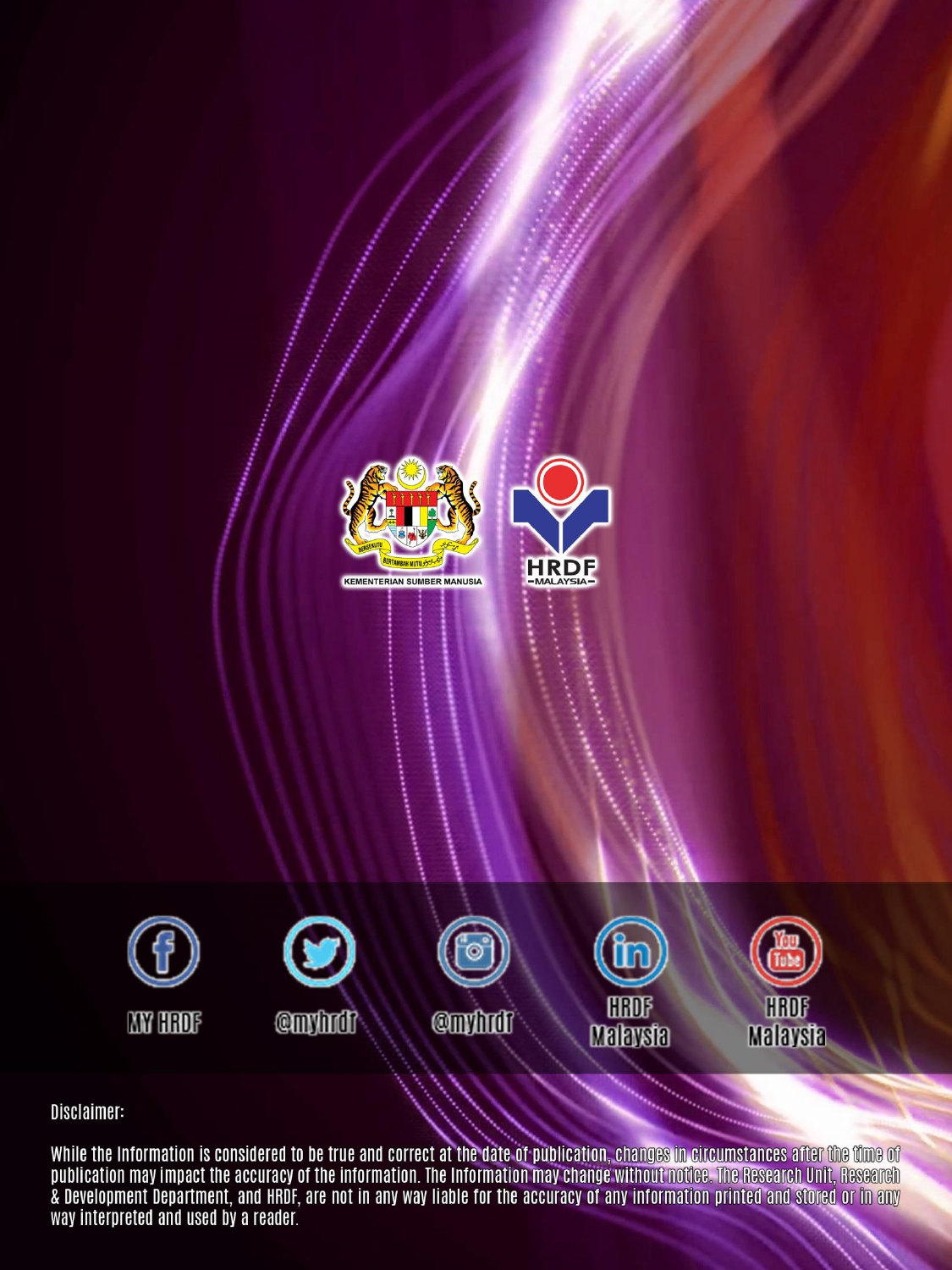KEMENTERIAN SUMBER MANUSIA

HRDF
-MALAYSIA-

MY HRDF

@myhrdf

@myhrdf

HRDF Malaysia

HRDF Malaysia

Disclaimer:

While the Information is considered to be true and correct at the date of publication, changes in circumstances after the time of publication may impact the accuracy of the information. The Information may change without notice. The Research Unit, Research & Development Department, and HRDF, are not in any way liable for the accuracy of any information printed and stored or in any way interpreted and used by a reader.